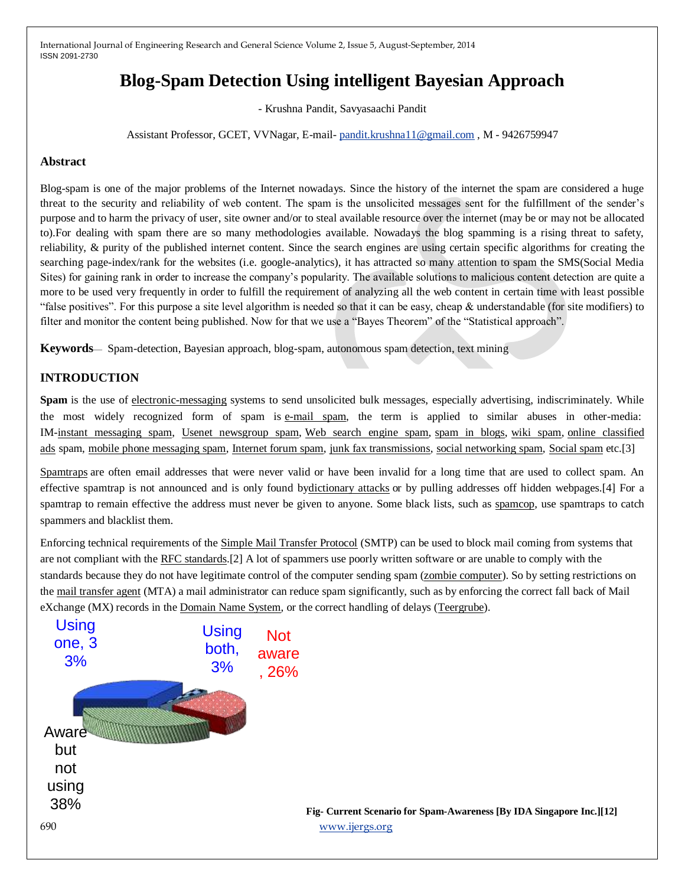# Blog-Spam Detection Using intelligent Bayesian Approach

- Krushna Pandit, Savyasaachi Pandit

Assistant Professor, GCET, VVNagar, E-mail- pandit.krushna11@gmail.com , M - 9426759947

## Abstract

Blog-spam is one of the major problems of the Internet nowadays. Since the history of the internet the spam are considered a huge threat to the security and reliability of web content. The spam is the unsolicited messages sent for the fulfillment of the sender's purpose and to harm the privacy of user, site owner and/or to steal available resource over the internet (may be or may not be allocated to).For dealing with spam there are so many methodologies available. Nowadays the blog spamming is a rising threat to safety, reliability, & purity of the published internet content. Since the search engines are using certain specific algorithms for creating the searching page-index/rank for the websites (i.e. google-analytics), it has attracted so many attention to spam the SMS(Social Media Sites) for gaining rank in order to increase the company's popularity. The available solutions to malicious content detection are quite a more to be used very frequently in order to fulfill the requirement of analyzing all the web content in certain time with least possible "false positives". For this purpose a site level algorithm is needed so that it can be easy, cheap & understandable (for site modifiers) to filter and monitor the content being published. Now for that we use a "Bayes Theorem" of the "Statistical approach".

**Keywords**— Spam-detection, Bayesian approach, blog-spam, autonomous spam detection, text mining

## INTRODUCTION

**Spam** is the use of electronic-messaging systems to send unsolicited bulk messages, especially advertising, indiscriminately. While the most widely recognized form of spam is e-mail spam, the term is applied to similar abuses in other-media: IM-instant messaging spam, Usenet newsgroup spam, Web search engine spam, spam in blogs, wiki spam, online classified ads spam, mobile phone messaging spam, Internet forum spam, junk fax transmissions, social networking spam, Social spam etc.[3]

Spamtraps are often email addresses that were never valid or have been invalid for a long time that are used to collect spam. An effective spamtrap is not announced and is only found bydictionary attacks or by pulling addresses off hidden webpages.[4] For a spamtrap to remain effective the address must never be given to anyone. Some black lists, such as spamcop, use spamtraps to catch spammers and blacklist them.

Enforcing technical requirements of the Simple Mail Transfer Protocol (SMTP) can be used to block mail coming from systems that are not compliant with the RFC standards.[2] A lot of spammers use poorly written software or are unable to comply with the standards because they do not have legitimate control of the computer sending spam (zombie computer). So by setting restrictions on the mail transfer agent (MTA) a mail administrator can reduce spam significantly, such as by enforcing the correct fall back of Mail eXchange (MX) records in the Domain Name System, or the correct handling of delays (Teergrube).

Using one, 33% | Using both, 3% | Not aware, 26% | Aware but not using 38%

**Fig- Current Scenario for Spam-Awareness [By IDA Singapore Inc.][12]**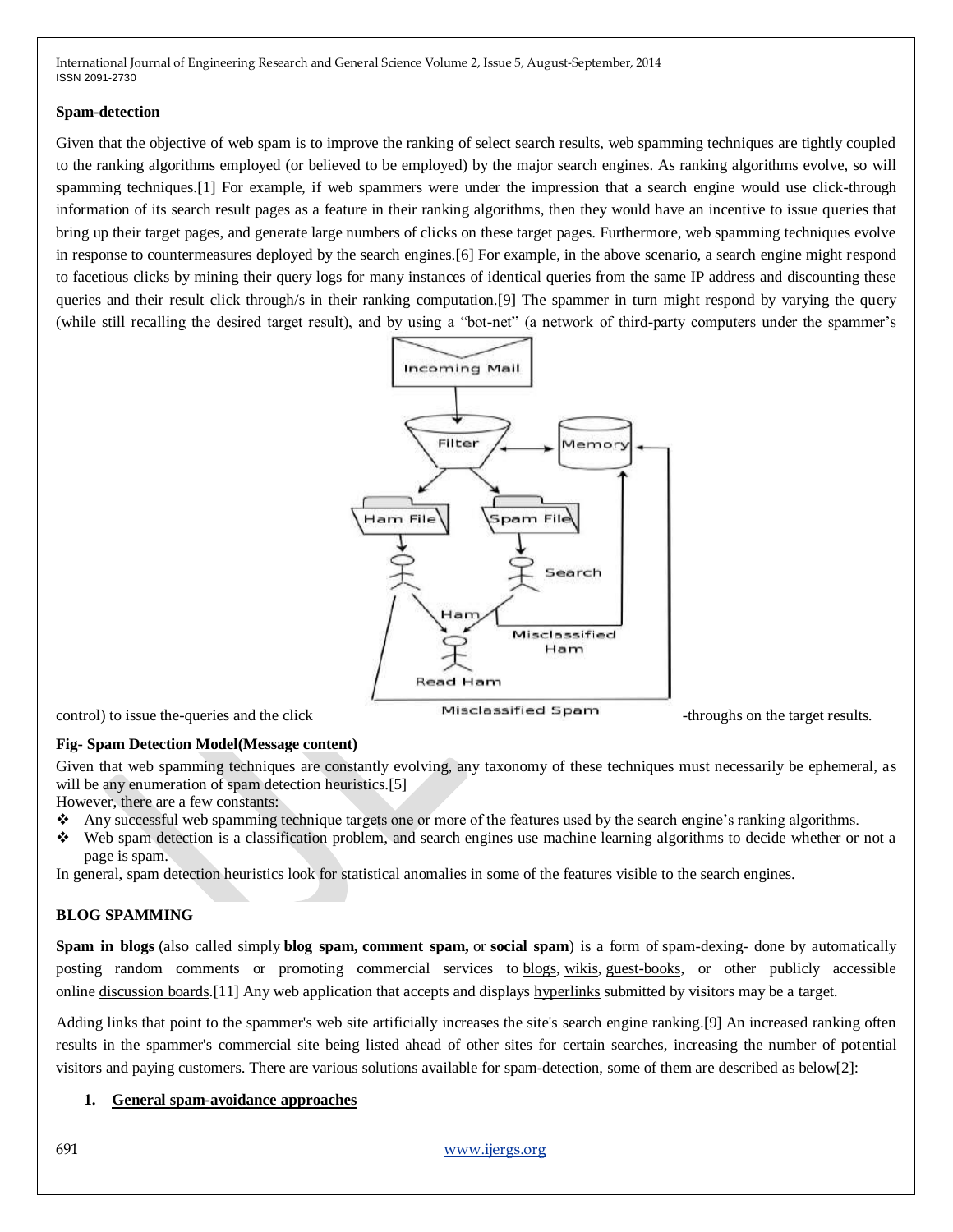### Spam-detection

Given that the objective of web spam is to improve the ranking of select search results, web spamming techniques are tightly coupled to the ranking algorithms employed (or believed to be employed) by the major search engines. As ranking algorithms evolve, so will spamming techniques.[1] For example, if web spammers were under the impression that a search engine would use click-through information of its search result pages as a feature in their ranking algorithms, then they would have an incentive to issue queries that bring up their target pages, and generate large numbers of clicks on these target pages. Furthermore, web spamming techniques evolve in response to countermeasures deployed by the search engines.[6] For example, in the above scenario, a search engine might respond to facetious clicks by mining their query logs for many instances of identical queries from the same IP address and discounting these queries and their result click through/s in their ranking computation.[9] The spammer in turn might respond by varying the query (while still recalling the desired target result), and by using a "bot-net" (a network of third-party computers under the spammer's control) to issue the-queries and the click-throughs on the target results.

**Fig- Spam Detection Model(Message content)**

Given that web spamming techniques are constantly evolving, any taxonomy of these techniques must necessarily be ephemeral, as will be any enumeration of spam detection heuristics.[5]

However, there are a few constants:

- Any successful web spamming technique targets one or more of the features used by the search engine's ranking algorithms.
- Web spam detection is a classification problem, and search engines use machine learning algorithms to decide whether or not a page is spam.

In general, spam detection heuristics look for statistical anomalies in some of the features visible to the search engines.

### BLOG SPAMMING

**Spam in blogs** (also called simply **blog spam, comment spam,** or **social spam**) is a form of spam-dexing- done by automatically posting random comments or promoting commercial services to blogs, wikis, guest-books, or other publicly accessible online discussion boards.[11] Any web application that accepts and displays hyperlinks submitted by visitors may be a target.

Adding links that point to the spammer's web site artificially increases the site's search engine ranking.[9] An increased ranking often results in the spammer's commercial site being listed ahead of other sites for certain searches, increasing the number of potential visitors and paying customers. There are various solutions available for spam-detection, some of them are described as below[2]:

1. **General spam-avoidance approaches**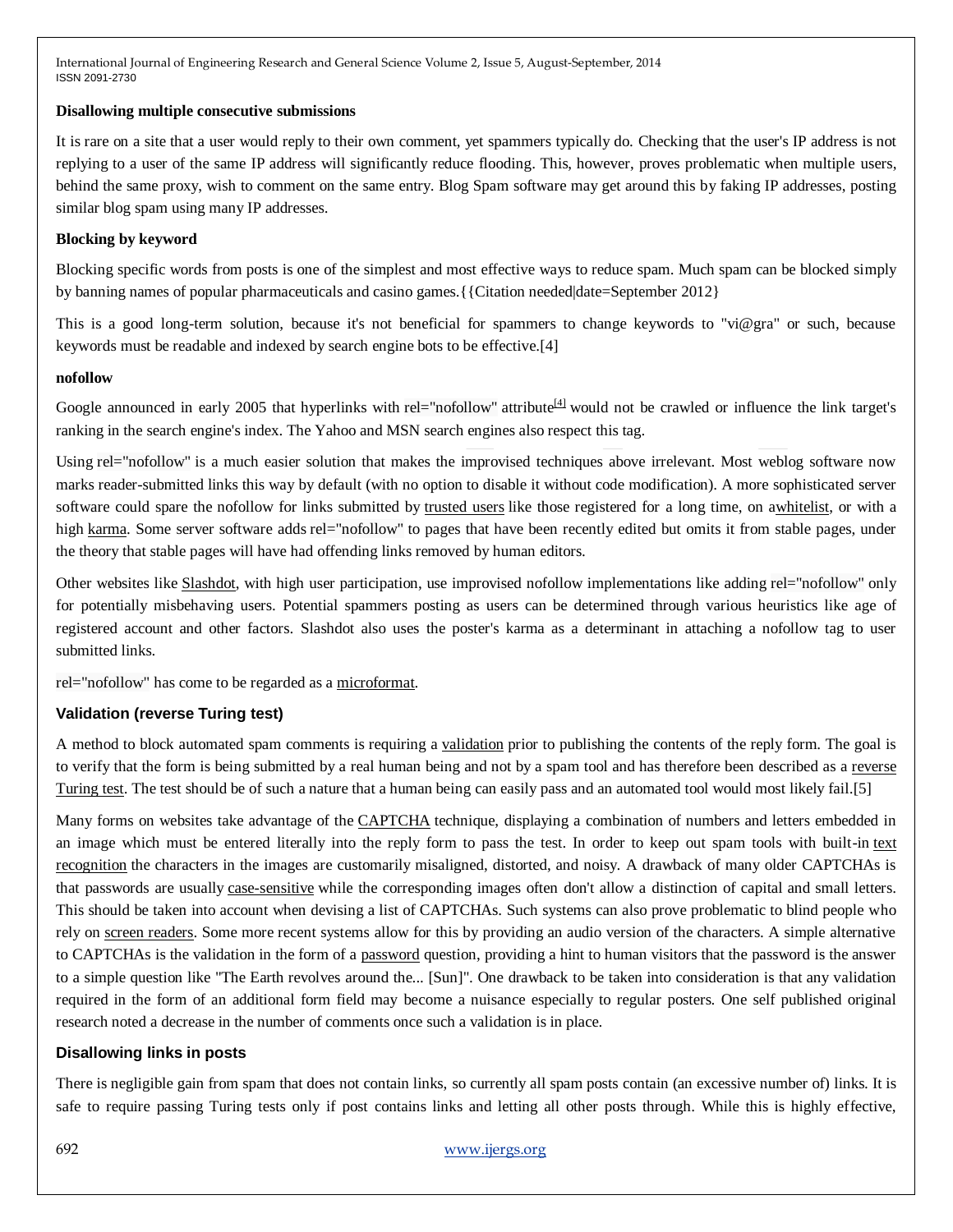**Disallowing multiple consecutive submissions**

It is rare on a site that a user would reply to their own comment, yet spammers typically do. Checking that the user's IP address is not replying to a user of the same IP address will significantly reduce flooding. This, however, proves problematic when multiple users, behind the same proxy, wish to comment on the same entry. Blog Spam software may get around this by faking IP addresses, posting similar blog spam using many IP addresses.

**Blocking by keyword**

Blocking specific words from posts is one of the simplest and most effective ways to reduce spam. Much spam can be blocked simply by banning names of popular pharmaceuticals and casino games.{{Citation needed|date=September 2012}

This is a good long-term solution, because it's not beneficial for spammers to change keywords to "vi@gra" or such, because keywords must be readable and indexed by search engine bots to be effective.[4]

**nofollow**

Google announced in early 2005 that hyperlinks with rel="nofollow" attribute[4] would not be crawled or influence the link target's ranking in the search engine's index. The Yahoo and MSN search engines also respect this tag.

Using rel="nofollow" is a much easier solution that makes the improvised techniques above irrelevant. Most weblog software now marks reader-submitted links this way by default (with no option to disable it without code modification). A more sophisticated server software could spare the nofollow for links submitted by trusted users like those registered for a long time, on awhitelist, or with a high karma. Some server software adds rel="nofollow" to pages that have been recently edited but omits it from stable pages, under the theory that stable pages will have had offending links removed by human editors.

Other websites like Slashdot, with high user participation, use improvised nofollow implementations like adding rel="nofollow" only for potentially misbehaving users. Potential spammers posting as users can be determined through various heuristics like age of registered account and other factors. Slashdot also uses the poster's karma as a determinant in attaching a nofollow tag to user submitted links.

rel="nofollow" has come to be regarded as a microformat.

### Validation (reverse Turing test)

A method to block automated spam comments is requiring a validation prior to publishing the contents of the reply form. The goal is to verify that the form is being submitted by a real human being and not by a spam tool and has therefore been described as a reverse Turing test. The test should be of such a nature that a human being can easily pass and an automated tool would most likely fail.[5]

Many forms on websites take advantage of the CAPTCHA technique, displaying a combination of numbers and letters embedded in an image which must be entered literally into the reply form to pass the test. In order to keep out spam tools with built-in text recognition the characters in the images are customarily misaligned, distorted, and noisy. A drawback of many older CAPTCHAs is that passwords are usually case-sensitive while the corresponding images often don't allow a distinction of capital and small letters. This should be taken into account when devising a list of CAPTCHAs. Such systems can also prove problematic to blind people who rely on screen readers. Some more recent systems allow for this by providing an audio version of the characters. A simple alternative to CAPTCHAs is the validation in the form of a password question, providing a hint to human visitors that the password is the answer to a simple question like "The Earth revolves around the... [Sun]". One drawback to be taken into consideration is that any validation required in the form of an additional form field may become a nuisance especially to regular posters. One self published original research noted a decrease in the number of comments once such a validation is in place.

### Disallowing links in posts

There is negligible gain from spam that does not contain links, so currently all spam posts contain (an excessive number of) links. It is safe to require passing Turing tests only if post contains links and letting all other posts through. While this is highly effective,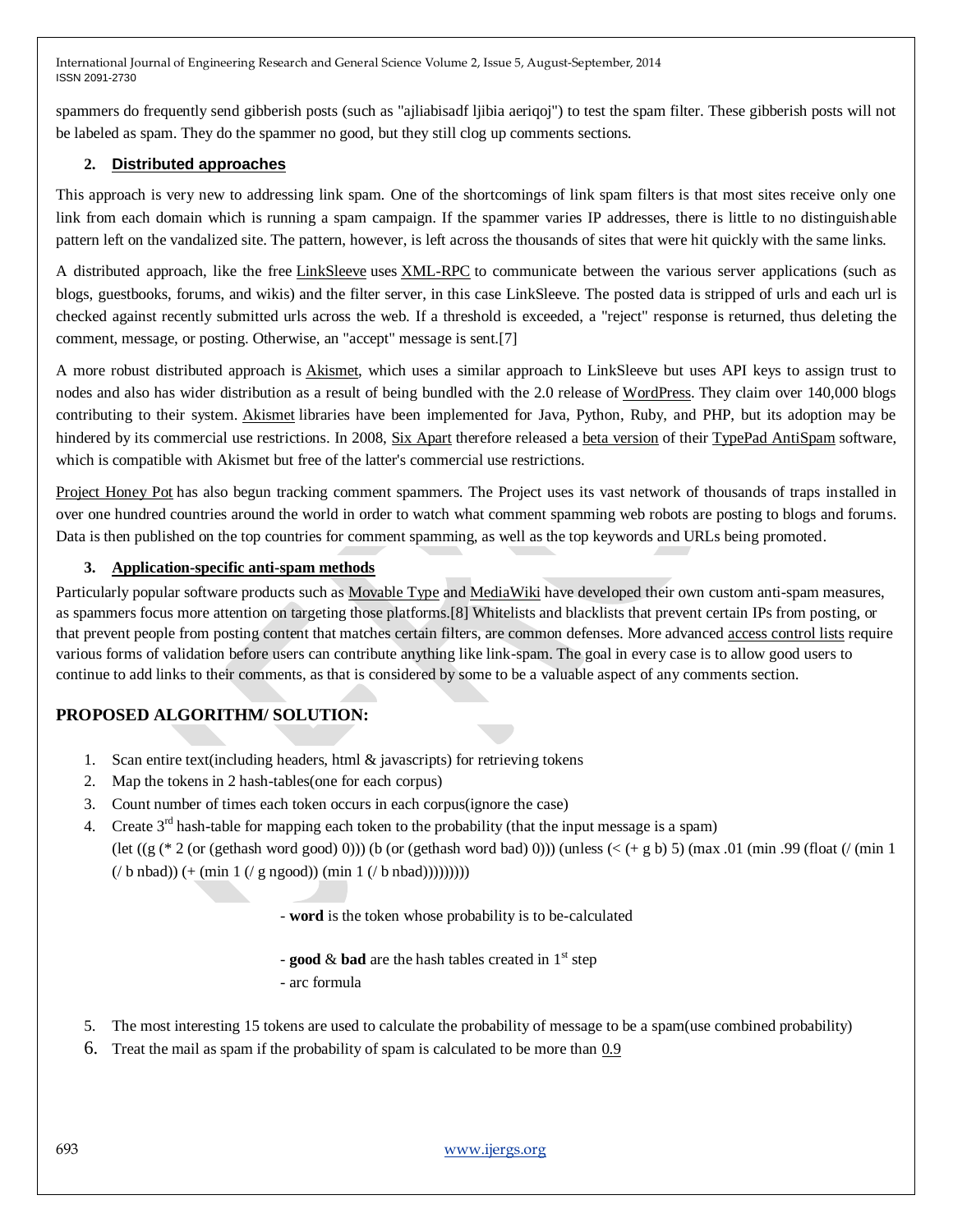spammers do frequently send gibberish posts (such as "ajliabisadf ljibia aeriqoj") to test the spam filter. These gibberish posts will not be labeled as spam. They do the spammer no good, but they still clog up comments sections.

### 2. Distributed approaches

This approach is very new to addressing link spam. One of the shortcomings of link spam filters is that most sites receive only one link from each domain which is running a spam campaign. If the spammer varies IP addresses, there is little to no distinguishable pattern left on the vandalized site. The pattern, however, is left across the thousands of sites that were hit quickly with the same links.

A distributed approach, like the free LinkSleeve uses XML-RPC to communicate between the various server applications (such as blogs, guestbooks, forums, and wikis) and the filter server, in this case LinkSleeve. The posted data is stripped of urls and each url is checked against recently submitted urls across the web. If a threshold is exceeded, a "reject" response is returned, thus deleting the comment, message, or posting. Otherwise, an "accept" message is sent.[7]

A more robust distributed approach is Akismet, which uses a similar approach to LinkSleeve but uses API keys to assign trust to nodes and also has wider distribution as a result of being bundled with the 2.0 release of WordPress. They claim over 140,000 blogs contributing to their system. Akismet libraries have been implemented for Java, Python, Ruby, and PHP, but its adoption may be hindered by its commercial use restrictions. In 2008, Six Apart therefore released a beta version of their TypePad AntiSpam software, which is compatible with Akismet but free of the latter's commercial use restrictions.

Project Honey Pot has also begun tracking comment spammers. The Project uses its vast network of thousands of traps installed in over one hundred countries around the world in order to watch what comment spamming web robots are posting to blogs and forums. Data is then published on the top countries for comment spamming, as well as the top keywords and URLs being promoted.

### 3. Application-specific anti-spam methods

Particularly popular software products such as Movable Type and MediaWiki have developed their own custom anti-spam measures, as spammers focus more attention on targeting those platforms.[8] Whitelists and blacklists that prevent certain IPs from posting, or that prevent people from posting content that matches certain filters, are common defenses. More advanced access control lists require various forms of validation before users can contribute anything like link-spam. The goal in every case is to allow good users to continue to add links to their comments, as that is considered by some to be a valuable aspect of any comments section.

## PROPOSED ALGORITHM/ SOLUTION:

1. Scan entire text(including headers, html & javascripts) for retrieving tokens
2. Map the tokens in 2 hash-tables(one for each corpus)
3. Count number of times each token occurs in each corpus(ignore the case)
4. Create 3rd hash-table for mapping each token to the probability (that the input message is a spam)

   ```
   (let ((g (* 2 (or (gethash word good) 0))) (b (or (gethash word bad) 0))) (unless (< (+ g b) 5) (max .01 (min .99 (float (/ (min 1 (/ b nbad)) (+ (min 1 (/ g ngood)) (min 1 (/ b nbad)))))))))
   ```

   - **word** is the token whose probability is to be-calculated

   - **good** & **bad** are the hash tables created in 1st step
   - arc formula

5. The most interesting 15 tokens are used to calculate the probability of message to be a spam(use combined probability)
6. Treat the mail as spam if the probability of spam is calculated to be more than 0.9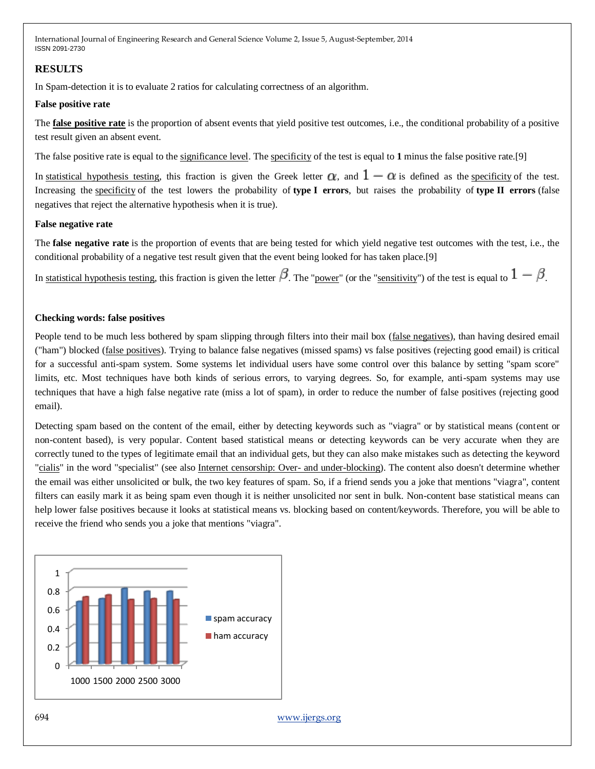## RESULTS

In Spam-detection it is to evaluate 2 ratios for calculating correctness of an algorithm.

**False positive rate**

The **false positive rate** is the proportion of absent events that yield positive test outcomes, i.e., the conditional probability of a positive test result given an absent event.

The false positive rate is equal to the significance level. The specificity of the test is equal to **1** minus the false positive rate.[9]

In statistical hypothesis testing, this fraction is given the Greek letter $\alpha$, and $1-\alpha$ is defined as the specificity of the test. Increasing the specificity of the test lowers the probability of **type I errors**, but raises the probability of **type II errors** (false negatives that reject the alternative hypothesis when it is true).

**False negative rate**

The **false negative rate** is the proportion of events that are being tested for which yield negative test outcomes with the test, i.e., the conditional probability of a negative test result given that the event being looked for has taken place.[9]

In statistical hypothesis testing, this fraction is given the letter $\beta$. The "power" (or the "sensitivity") of the test is equal to $1-\beta$.

**Checking words: false positives**

People tend to be much less bothered by spam slipping through filters into their mail box (false negatives), than having desired email ("ham") blocked (false positives). Trying to balance false negatives (missed spams) vs false positives (rejecting good email) is critical for a successful anti-spam system. Some systems let individual users have some control over this balance by setting "spam score" limits, etc. Most techniques have both kinds of serious errors, to varying degrees. So, for example, anti-spam systems may use techniques that have a high false negative rate (miss a lot of spam), in order to reduce the number of false positives (rejecting good email).

Detecting spam based on the content of the email, either by detecting keywords such as "viagra" or by statistical means (content or non-content based), is very popular. Content based statistical means or detecting keywords can be very accurate when they are correctly tuned to the types of legitimate email that an individual gets, but they can also make mistakes such as detecting the keyword "cialis" in the word "specialist" (see also Internet censorship: Over- and under-blocking). The content also doesn't determine whether the email was either unsolicited or bulk, the two key features of spam. So, if a friend sends you a joke that mentions "viagra", content filters can easily mark it as being spam even though it is neither unsolicited nor sent in bulk. Non-content base statistical means can help lower false positives because it looks at statistical means vs. blocking based on content/keywords. Therefore, you will be able to receive the friend who sends you a joke that mentions "viagra".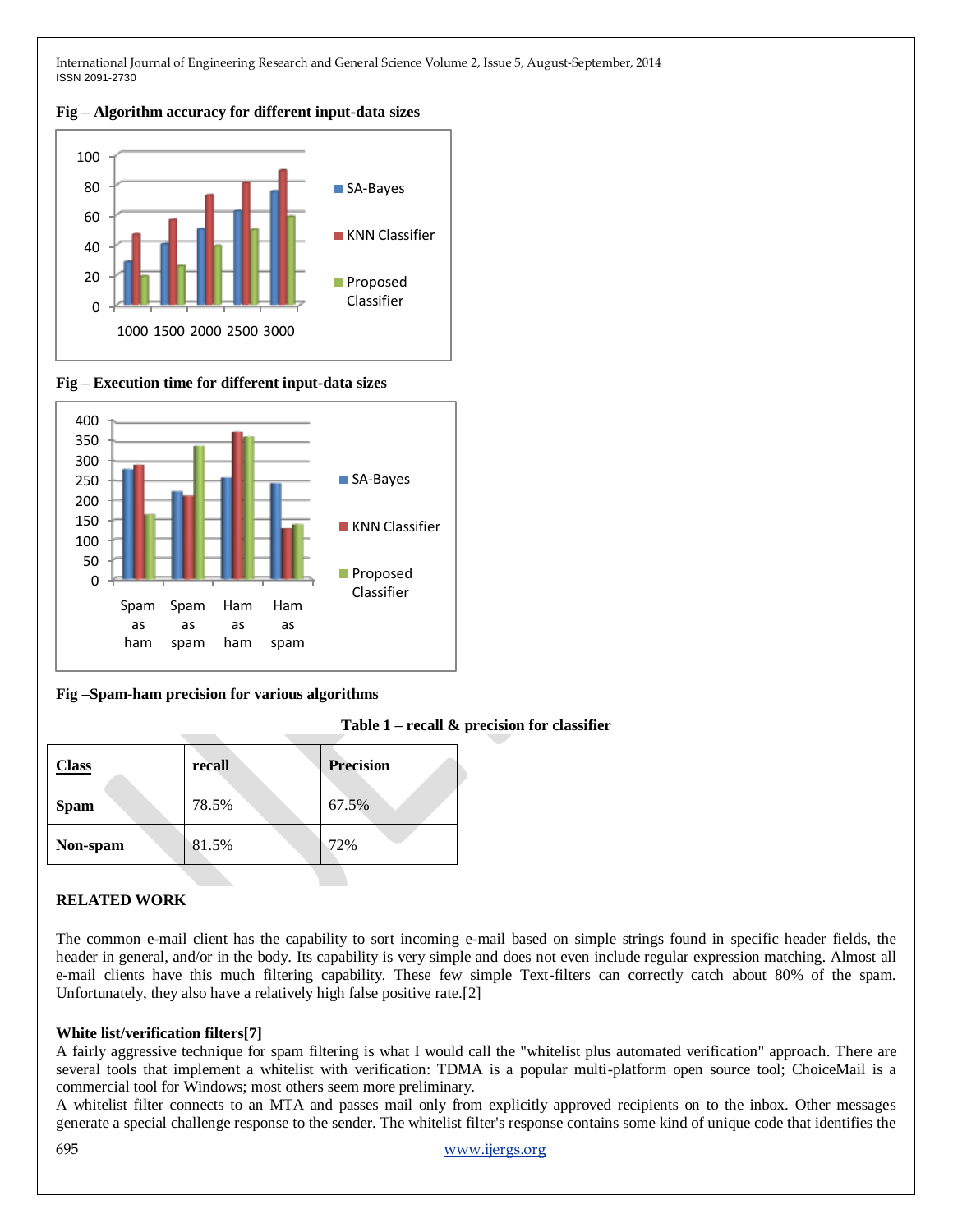**Fig – Algorithm accuracy for different input-data sizes**

**Fig – Execution time for different input-data sizes**

**Fig –Spam-ham precision for various algorithms**

**Table 1 – recall & precision for classifier**

| Class | recall | Precision |
|---|---|---|
| **Spam** | 78.5% | 67.5% |
| **Non-spam** | 81.5% | 72% |

## RELATED WORK

The common e-mail client has the capability to sort incoming e-mail based on simple strings found in specific header fields, the header in general, and/or in the body. Its capability is very simple and does not even include regular expression matching. Almost all e-mail clients have this much filtering capability. These few simple Text-filters can correctly catch about 80% of the spam. Unfortunately, they also have a relatively high false positive rate.[2]

### White list/verification filters[7]

A fairly aggressive technique for spam filtering is what I would call the "whitelist plus automated verification" approach. There are several tools that implement a whitelist with verification: TDMA is a popular multi-platform open source tool; ChoiceMail is a commercial tool for Windows; most others seem more preliminary.

A whitelist filter connects to an MTA and passes mail only from explicitly approved recipients on to the inbox. Other messages generate a special challenge response to the sender. The whitelist filter's response contains some kind of unique code that identifies the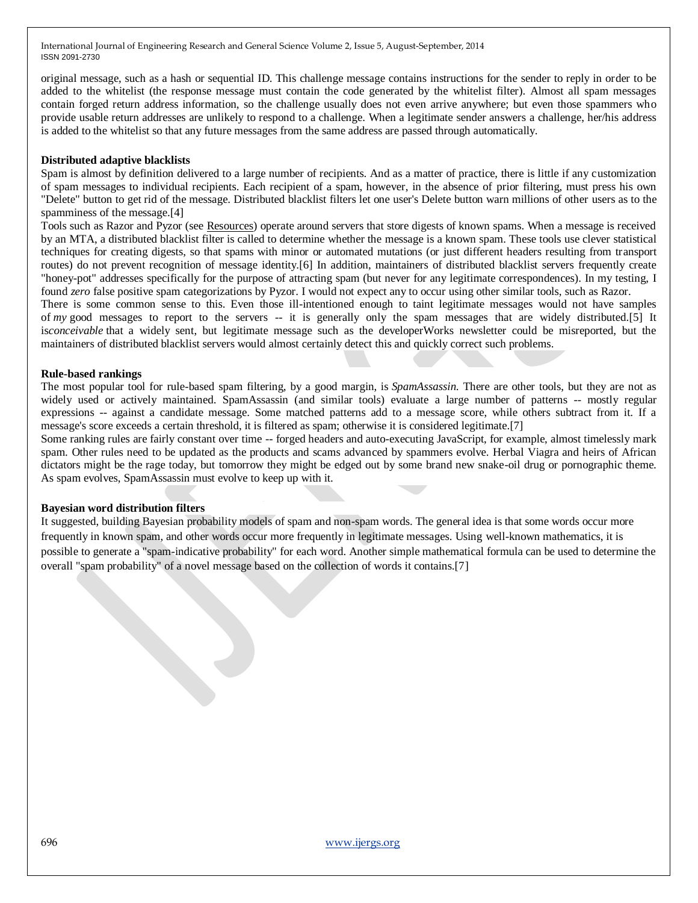original message, such as a hash or sequential ID. This challenge message contains instructions for the sender to reply in order to be added to the whitelist (the response message must contain the code generated by the whitelist filter). Almost all spam messages contain forged return address information, so the challenge usually does not even arrive anywhere; but even those spammers who provide usable return addresses are unlikely to respond to a challenge. When a legitimate sender answers a challenge, her/his address is added to the whitelist so that any future messages from the same address are passed through automatically.

**Distributed adaptive blacklists**

Spam is almost by definition delivered to a large number of recipients. And as a matter of practice, there is little if any customization of spam messages to individual recipients. Each recipient of a spam, however, in the absence of prior filtering, must press his own "Delete" button to get rid of the message. Distributed blacklist filters let one user's Delete button warn millions of other users as to the spamminess of the message.[4]

Tools such as Razor and Pyzor (see Resources) operate around servers that store digests of known spams. When a message is received by an MTA, a distributed blacklist filter is called to determine whether the message is a known spam. These tools use clever statistical techniques for creating digests, so that spams with minor or automated mutations (or just different headers resulting from transport routes) do not prevent recognition of message identity.[6] In addition, maintainers of distributed blacklist servers frequently create "honey-pot" addresses specifically for the purpose of attracting spam (but never for any legitimate correspondences). In my testing, I found *zero* false positive spam categorizations by Pyzor. I would not expect any to occur using other similar tools, such as Razor.

There is some common sense to this. Even those ill-intentioned enough to taint legitimate messages would not have samples of *my* good messages to report to the servers -- it is generally only the spam messages that are widely distributed.[5] It is*conceivable* that a widely sent, but legitimate message such as the developerWorks newsletter could be misreported, but the maintainers of distributed blacklist servers would almost certainly detect this and quickly correct such problems.

**Rule-based rankings**

The most popular tool for rule-based spam filtering, by a good margin, is *SpamAssassin.* There are other tools, but they are not as widely used or actively maintained. SpamAssassin (and similar tools) evaluate a large number of patterns -- mostly regular expressions -- against a candidate message. Some matched patterns add to a message score, while others subtract from it. If a message's score exceeds a certain threshold, it is filtered as spam; otherwise it is considered legitimate.[7]

Some ranking rules are fairly constant over time -- forged headers and auto-executing JavaScript, for example, almost timelessly mark spam. Other rules need to be updated as the products and scams advanced by spammers evolve. Herbal Viagra and heirs of African dictators might be the rage today, but tomorrow they might be edged out by some brand new snake-oil drug or pornographic theme. As spam evolves, SpamAssassin must evolve to keep up with it.

**Bayesian word distribution filters**

It suggested, building Bayesian probability models of spam and non-spam words. The general idea is that some words occur more frequently in known spam, and other words occur more frequently in legitimate messages. Using well-known mathematics, it is possible to generate a "spam-indicative probability" for each word. Another simple mathematical formula can be used to determine the overall "spam probability" of a novel message based on the collection of words it contains.[7]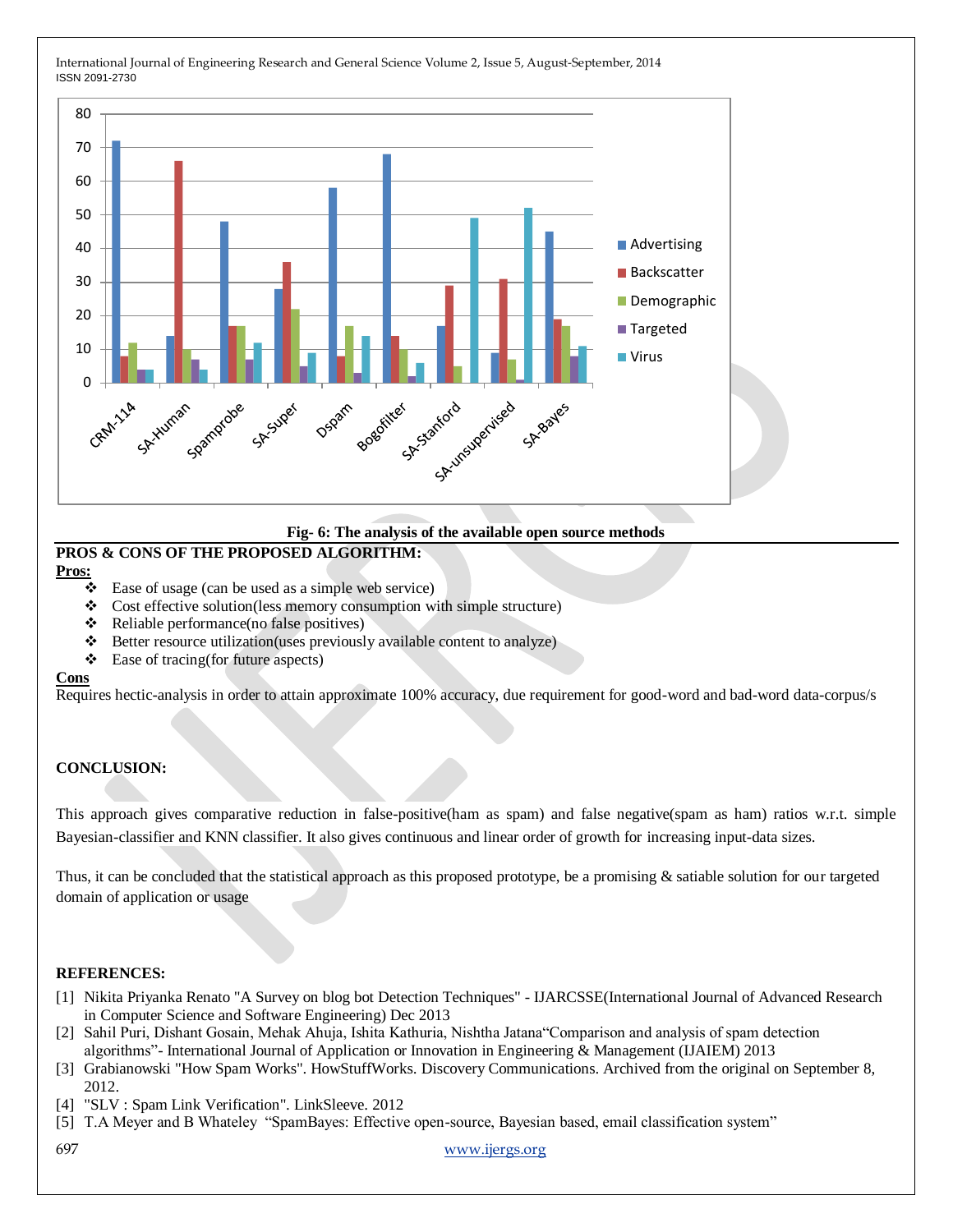Fig- 6: The analysis of the available open source methods

**PROS & CONS OF THE PROPOSED ALGORITHM:**

**Pros:**

- Ease of usage (can be used as a simple web service)
- Cost effective solution(less memory consumption with simple structure)
- Reliable performance(no false positives)
- Better resource utilization(uses previously available content to analyze)
- Ease of tracing(for future aspects)

**Cons**

Requires hectic-analysis in order to attain approximate 100% accuracy, due requirement for good-word and bad-word data-corpus/s

## CONCLUSION:

This approach gives comparative reduction in false-positive(ham as spam) and false negative(spam as ham) ratios w.r.t. simple Bayesian-classifier and KNN classifier. It also gives continuous and linear order of growth for increasing input-data sizes.

Thus, it can be concluded that the statistical approach as this proposed prototype, be a promising & satiable solution for our targeted domain of application or usage

## REFERENCES:

[1] Nikita Priyanka Renato "A Survey on blog bot Detection Techniques" - IJARCSSE(International Journal of Advanced Research in Computer Science and Software Engineering) Dec 2013

[2] Sahil Puri, Dishant Gosain, Mehak Ahuja, Ishita Kathuria, Nishtha Jatana"Comparison and analysis of spam detection algorithms"- International Journal of Application or Innovation in Engineering & Management (IJAIEM) 2013

[3] Grabianowski "How Spam Works". HowStuffWorks. Discovery Communications. Archived from the original on September 8, 2012.

[4] "SLV : Spam Link Verification". LinkSleeve. 2012

[5] T.A Meyer and B Whateley "SpamBayes: Effective open-source, Bayesian based, email classification system"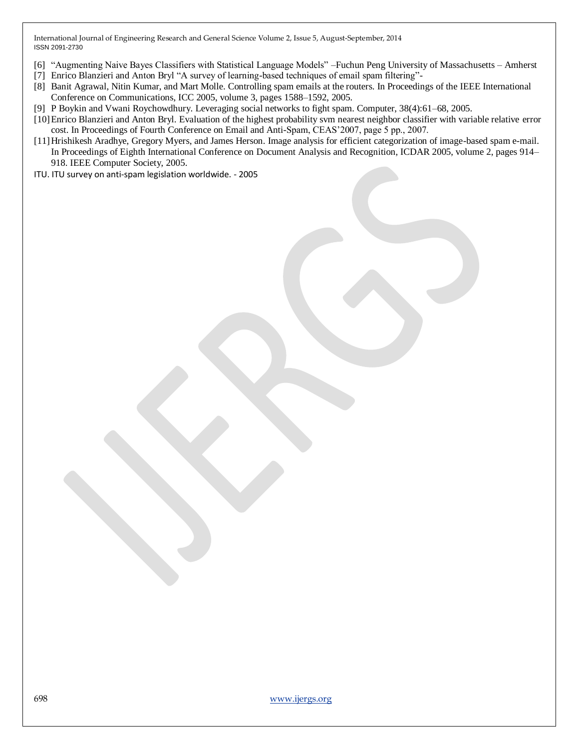[6] "Augmenting Naive Bayes Classifiers with Statistical Language Models" –Fuchun Peng University of Massachusetts – Amherst

[7] Enrico Blanzieri and Anton Bryl "A survey of learning-based techniques of email spam filtering"-

[8] Banit Agrawal, Nitin Kumar, and Mart Molle. Controlling spam emails at the routers. In Proceedings of the IEEE International Conference on Communications, ICC 2005, volume 3, pages 1588–1592, 2005.

[9] P Boykin and Vwani Roychowdhury. Leveraging social networks to fight spam. Computer, 38(4):61–68, 2005.

[10] Enrico Blanzieri and Anton Bryl. Evaluation of the highest probability svm nearest neighbor classifier with variable relative error cost. In Proceedings of Fourth Conference on Email and Anti-Spam, CEAS'2007, page 5 pp., 2007.

[11] Hrishikesh Aradhye, Gregory Myers, and James Herson. Image analysis for efficient categorization of image-based spam e-mail. In Proceedings of Eighth International Conference on Document Analysis and Recognition, ICDAR 2005, volume 2, pages 914–918. IEEE Computer Society, 2005.

ITU. ITU survey on anti-spam legislation worldwide. - 2005